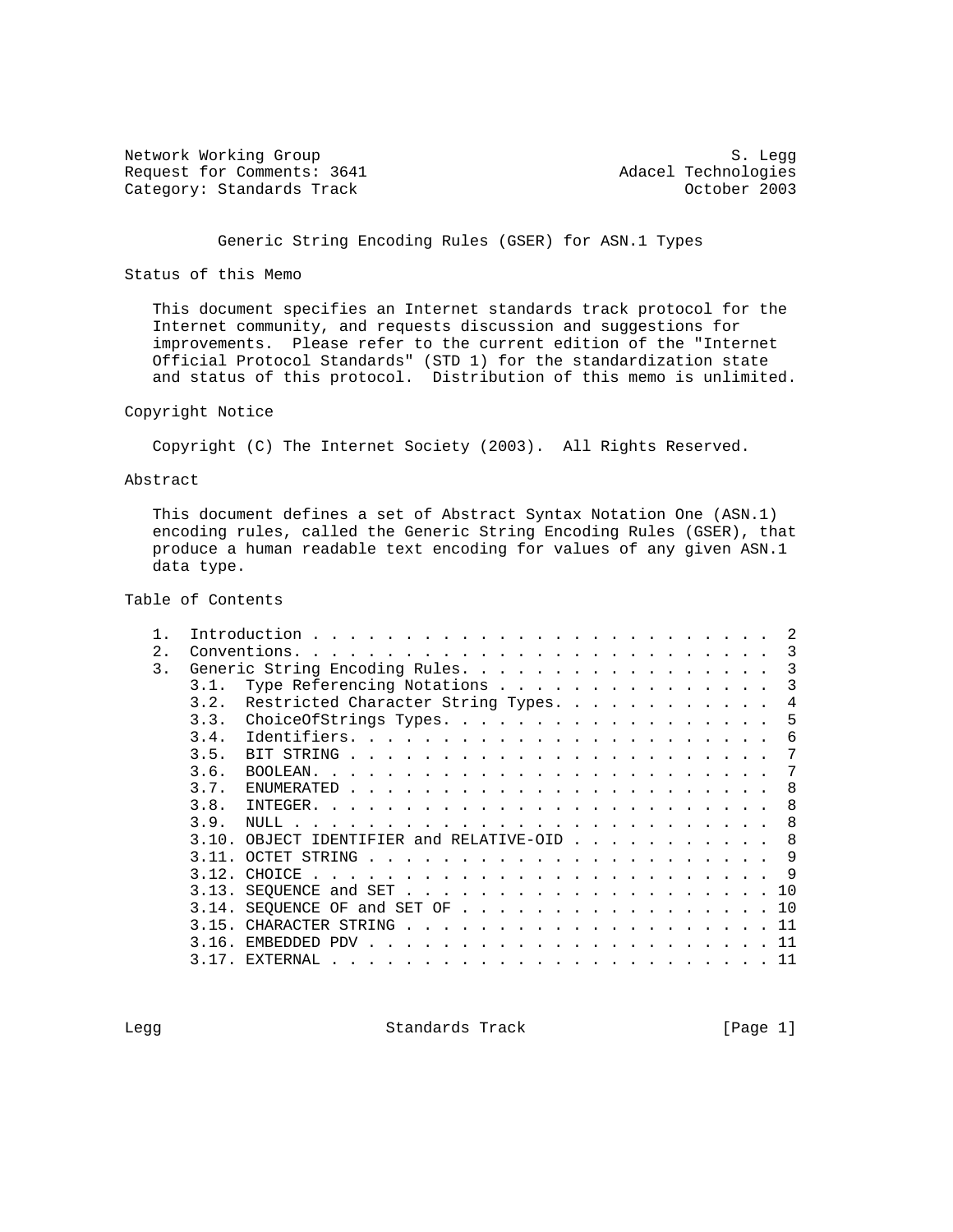Network Working Group S. Legg
Request for Comments: 3641 Adacel Technologies
Category: Standards Track October 2003

# Generic String Encoding Rules (GSER) for ASN.1 Types

## Status of this Memo

This document specifies an Internet standards track protocol for the Internet community, and requests discussion and suggestions for improvements. Please refer to the current edition of the "Internet Official Protocol Standards" (STD 1) for the standardization state and status of this protocol. Distribution of this memo is unlimited.

## Copyright Notice

Copyright (C) The Internet Society (2003). All Rights Reserved.

## Abstract

This document defines a set of Abstract Syntax Notation One (ASN.1) encoding rules, called the Generic String Encoding Rules (GSER), that produce a human readable text encoding for values of any given ASN.1 data type.

## Table of Contents

```
1.  Introduction . . . . . . . . . . . . . . . . . . . . . . . . .  2
2.  Conventions. . . . . . . . . . . . . . . . . . . . . . . . . .  3
3.  Generic String Encoding Rules. . . . . . . . . . . . . . . . .  3
    3.1.  Type Referencing Notations . . . . . . . . . . . . . . .  3
    3.2.  Restricted Character String Types. . . . . . . . . . . .  4
    3.3.  ChoiceOfStrings Types. . . . . . . . . . . . . . . . . .  5
    3.4.  Identifiers. . . . . . . . . . . . . . . . . . . . . . .  6
    3.5.  BIT STRING . . . . . . . . . . . . . . . . . . . . . . .  7
    3.6.  BOOLEAN. . . . . . . . . . . . . . . . . . . . . . . . .  7
    3.7.  ENUMERATED . . . . . . . . . . . . . . . . . . . . . . .  8
    3.8.  INTEGER. . . . . . . . . . . . . . . . . . . . . . . . .  8
    3.9.  NULL . . . . . . . . . . . . . . . . . . . . . . . . . .  8
    3.10. OBJECT IDENTIFIER and RELATIVE-OID . . . . . . . . . . .  8
    3.11. OCTET STRING . . . . . . . . . . . . . . . . . . . . . .  9
    3.12. CHOICE . . . . . . . . . . . . . . . . . . . . . . . . .  9
    3.13. SEQUENCE and SET . . . . . . . . . . . . . . . . . . . . 10
    3.14. SEQUENCE OF and SET OF . . . . . . . . . . . . . . . . . 10
    3.15. CHARACTER STRING . . . . . . . . . . . . . . . . . . . . 11
    3.16. EMBEDDED PDV . . . . . . . . . . . . . . . . . . . . . . 11
    3.17. EXTERNAL . . . . . . . . . . . . . . . . . . . . . . . . 11
```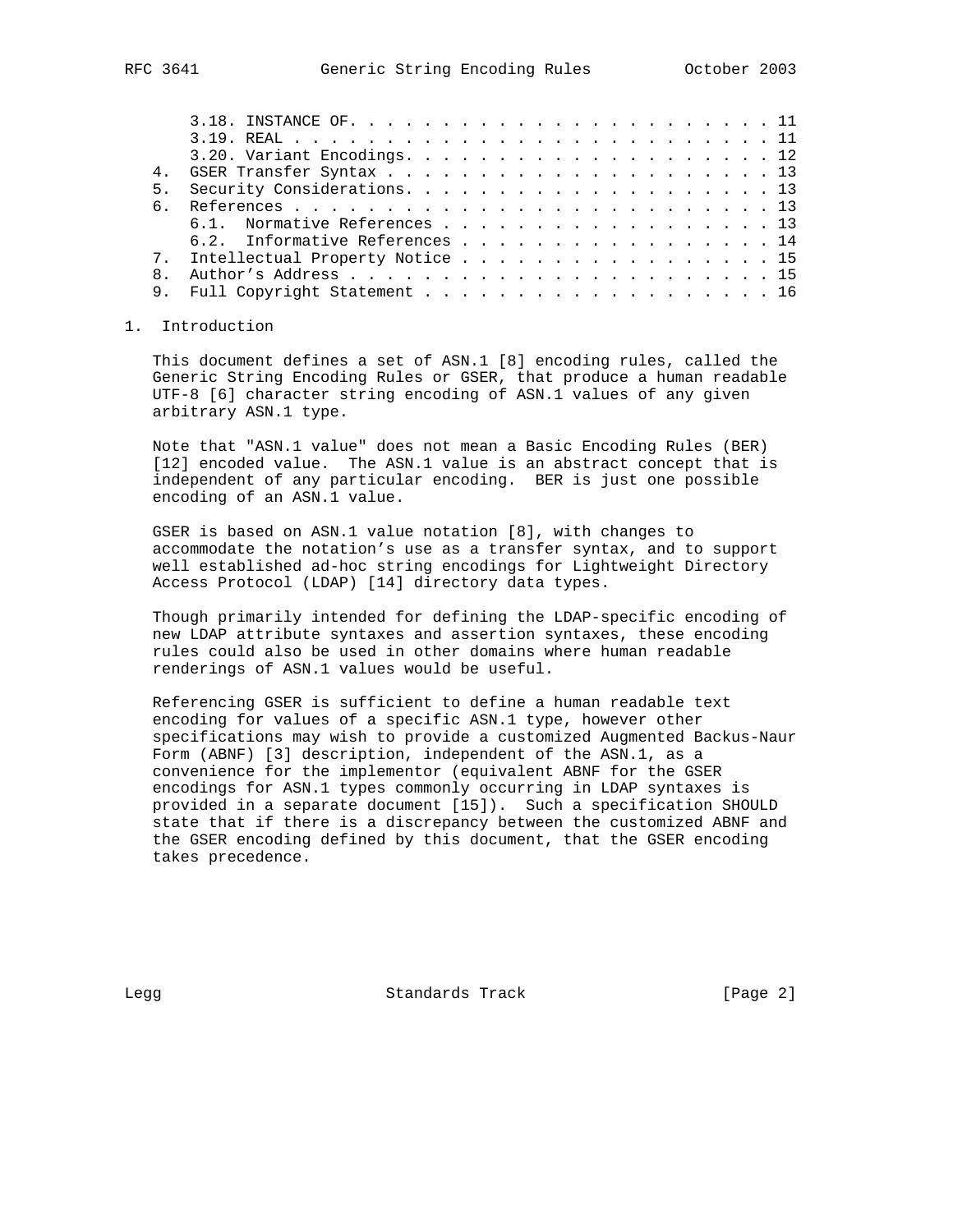3.18. INSTANCE OF. . . . . . . . . . . . . . . . . . . . . . . . 11
   3.19. REAL . . . . . . . . . . . . . . . . . . . . . . . . . . . 11
   3.20. Variant Encodings. . . . . . . . . . . . . . . . . . . . . 12
4. GSER Transfer Syntax . . . . . . . . . . . . . . . . . . . . . . 13
5. Security Considerations. . . . . . . . . . . . . . . . . . . . . 13
6. References . . . . . . . . . . . . . . . . . . . . . . . . . . . 13
   6.1. Normative References . . . . . . . . . . . . . . . . . . . 13
   6.2. Informative References . . . . . . . . . . . . . . . . . . 14
7. Intellectual Property Notice . . . . . . . . . . . . . . . . . . 15
8. Author's Address . . . . . . . . . . . . . . . . . . . . . . . . 15
9. Full Copyright Statement . . . . . . . . . . . . . . . . . . . . 16

# 1. Introduction

This document defines a set of ASN.1 [8] encoding rules, called the Generic String Encoding Rules or GSER, that produce a human readable UTF-8 [6] character string encoding of ASN.1 values of any given arbitrary ASN.1 type.

Note that "ASN.1 value" does not mean a Basic Encoding Rules (BER) [12] encoded value. The ASN.1 value is an abstract concept that is independent of any particular encoding. BER is just one possible encoding of an ASN.1 value.

GSER is based on ASN.1 value notation [8], with changes to accommodate the notation's use as a transfer syntax, and to support well established ad-hoc string encodings for Lightweight Directory Access Protocol (LDAP) [14] directory data types.

Though primarily intended for defining the LDAP-specific encoding of new LDAP attribute syntaxes and assertion syntaxes, these encoding rules could also be used in other domains where human readable renderings of ASN.1 values would be useful.

Referencing GSER is sufficient to define a human readable text encoding for values of a specific ASN.1 type, however other specifications may wish to provide a customized Augmented Backus-Naur Form (ABNF) [3] description, independent of the ASN.1, as a convenience for the implementor (equivalent ABNF for the GSER encodings for ASN.1 types commonly occurring in LDAP syntaxes is provided in a separate document [15]). Such a specification SHOULD state that if there is a discrepancy between the customized ABNF and the GSER encoding defined by this document, that the GSER encoding takes precedence.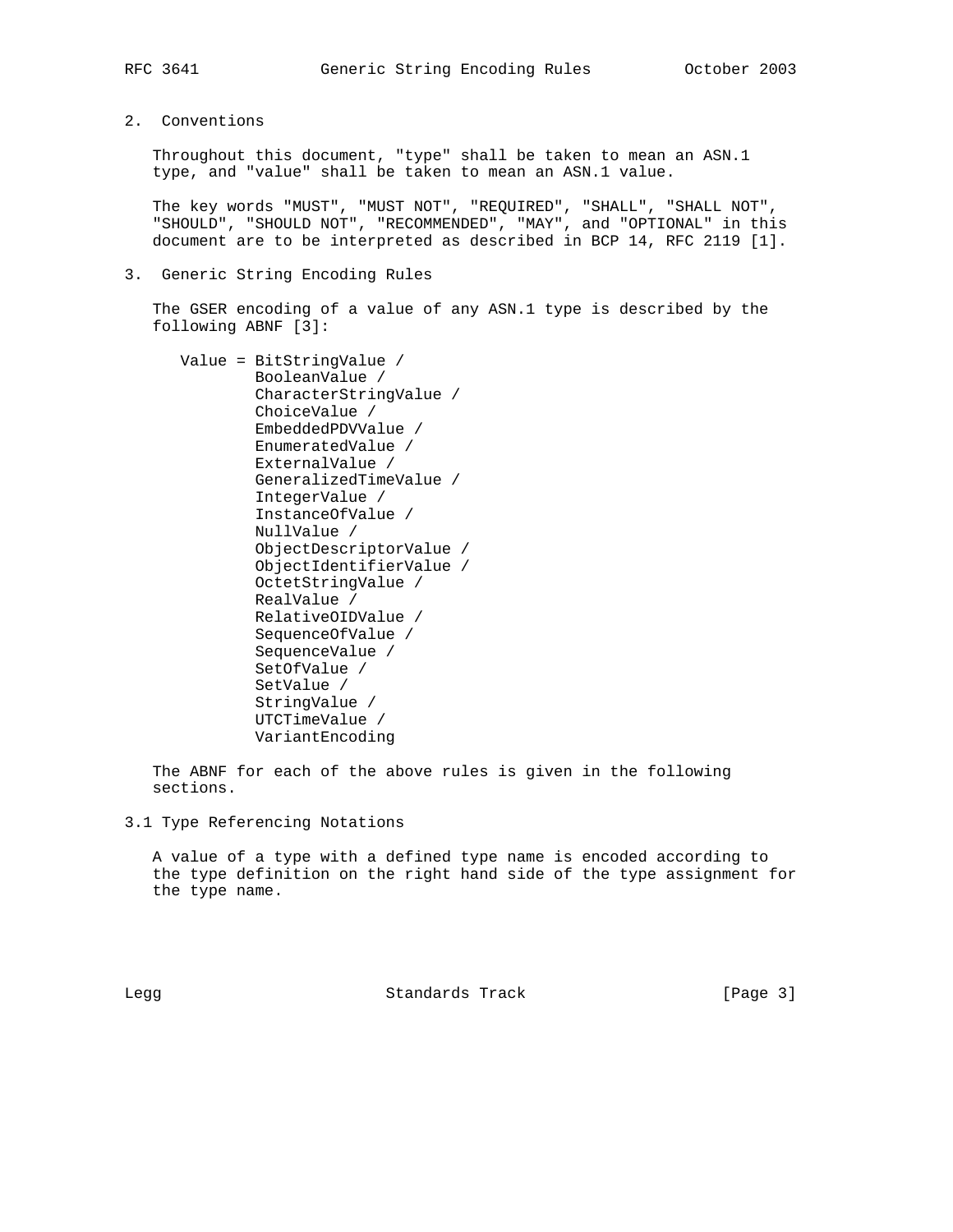## 2. Conventions

Throughout this document, "type" shall be taken to mean an ASN.1 type, and "value" shall be taken to mean an ASN.1 value.

The key words "MUST", "MUST NOT", "REQUIRED", "SHALL", "SHALL NOT", "SHOULD", "SHOULD NOT", "RECOMMENDED", "MAY", and "OPTIONAL" in this document are to be interpreted as described in BCP 14, RFC 2119 [1].

## 3. Generic String Encoding Rules

The GSER encoding of a value of any ASN.1 type is described by the following ABNF [3]:

```
Value = BitStringValue /
        BooleanValue /
        CharacterStringValue /
        ChoiceValue /
        EmbeddedPDVValue /
        EnumeratedValue /
        ExternalValue /
        GeneralizedTimeValue /
        IntegerValue /
        InstanceOfValue /
        NullValue /
        ObjectDescriptorValue /
        ObjectIdentifierValue /
        OctetStringValue /
        RealValue /
        RelativeOIDValue /
        SequenceOfValue /
        SequenceValue /
        SetOfValue /
        SetValue /
        StringValue /
        UTCTimeValue /
        VariantEncoding
```

The ABNF for each of the above rules is given in the following sections.

### 3.1 Type Referencing Notations

A value of a type with a defined type name is encoded according to the type definition on the right hand side of the type assignment for the type name.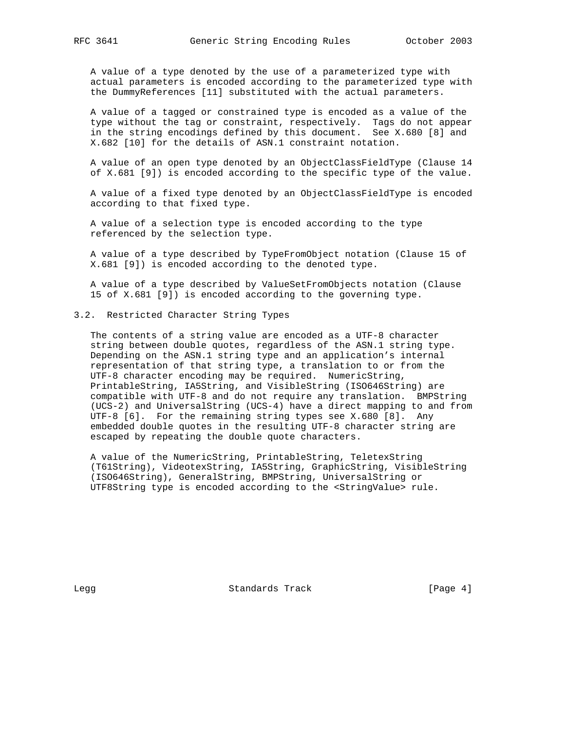A value of a type denoted by the use of a parameterized type with actual parameters is encoded according to the parameterized type with the DummyReferences [11] substituted with the actual parameters.

A value of a tagged or constrained type is encoded as a value of the type without the tag or constraint, respectively. Tags do not appear in the string encodings defined by this document. See X.680 [8] and X.682 [10] for the details of ASN.1 constraint notation.

A value of an open type denoted by an ObjectClassFieldType (Clause 14 of X.681 [9]) is encoded according to the specific type of the value.

A value of a fixed type denoted by an ObjectClassFieldType is encoded according to that fixed type.

A value of a selection type is encoded according to the type referenced by the selection type.

A value of a type described by TypeFromObject notation (Clause 15 of X.681 [9]) is encoded according to the denoted type.

A value of a type described by ValueSetFromObjects notation (Clause 15 of X.681 [9]) is encoded according to the governing type.

## 3.2. Restricted Character String Types

The contents of a string value are encoded as a UTF-8 character string between double quotes, regardless of the ASN.1 string type. Depending on the ASN.1 string type and an application's internal representation of that string type, a translation to or from the UTF-8 character encoding may be required. NumericString, PrintableString, IA5String, and VisibleString (ISO646String) are compatible with UTF-8 and do not require any translation. BMPString (UCS-2) and UniversalString (UCS-4) have a direct mapping to and from UTF-8 [6]. For the remaining string types see X.680 [8]. Any embedded double quotes in the resulting UTF-8 character string are escaped by repeating the double quote characters.

A value of the NumericString, PrintableString, TeletexString (T61String), VideotexString, IA5String, GraphicString, VisibleString (ISO646String), GeneralString, BMPString, UniversalString or UTF8String type is encoded according to the <StringValue> rule.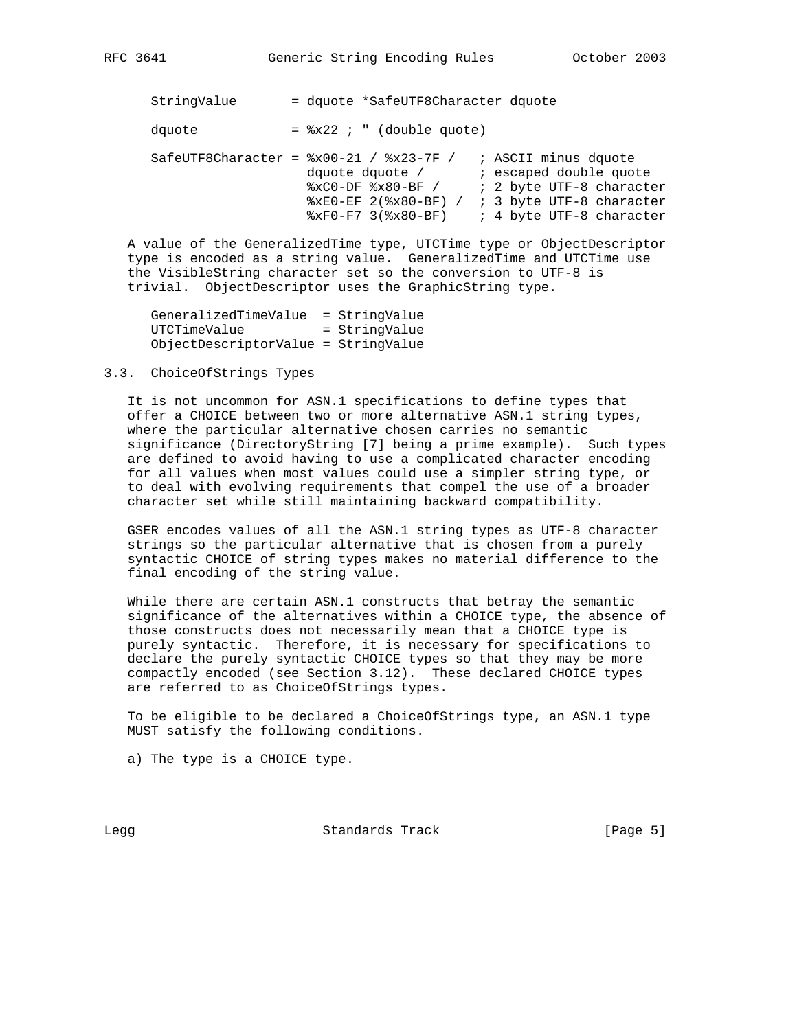```
StringValue       = dquote *SafeUTF8Character dquote

dquote            = %x22 ; " (double quote)

SafeUTF8Character = %x00-21 / %x23-7F /   ; ASCII minus dquote
                    dquote dquote /       ; escaped double quote
                    %xC0-DF %x80-BF /     ; 2 byte UTF-8 character
                    %xE0-EF 2(%x80-BF) /  ; 3 byte UTF-8 character
                    %xF0-F7 3(%x80-BF)    ; 4 byte UTF-8 character
```

A value of the GeneralizedTime type, UTCTime type or ObjectDescriptor type is encoded as a string value. GeneralizedTime and UTCTime use the VisibleString character set so the conversion to UTF-8 is trivial. ObjectDescriptor uses the GraphicString type.

```
GeneralizedTimeValue  = StringValue
UTCTimeValue          = StringValue
ObjectDescriptorValue = StringValue
```

### 3.3. ChoiceOfStrings Types

It is not uncommon for ASN.1 specifications to define types that offer a CHOICE between two or more alternative ASN.1 string types, where the particular alternative chosen carries no semantic significance (DirectoryString [7] being a prime example). Such types are defined to avoid having to use a complicated character encoding for all values when most values could use a simpler string type, or to deal with evolving requirements that compel the use of a broader character set while still maintaining backward compatibility.

GSER encodes values of all the ASN.1 string types as UTF-8 character strings so the particular alternative that is chosen from a purely syntactic CHOICE of string types makes no material difference to the final encoding of the string value.

While there are certain ASN.1 constructs that betray the semantic significance of the alternatives within a CHOICE type, the absence of those constructs does not necessarily mean that a CHOICE type is purely syntactic. Therefore, it is necessary for specifications to declare the purely syntactic CHOICE types so that they may be more compactly encoded (see Section 3.12). These declared CHOICE types are referred to as ChoiceOfStrings types.

To be eligible to be declared a ChoiceOfStrings type, an ASN.1 type MUST satisfy the following conditions.

a) The type is a CHOICE type.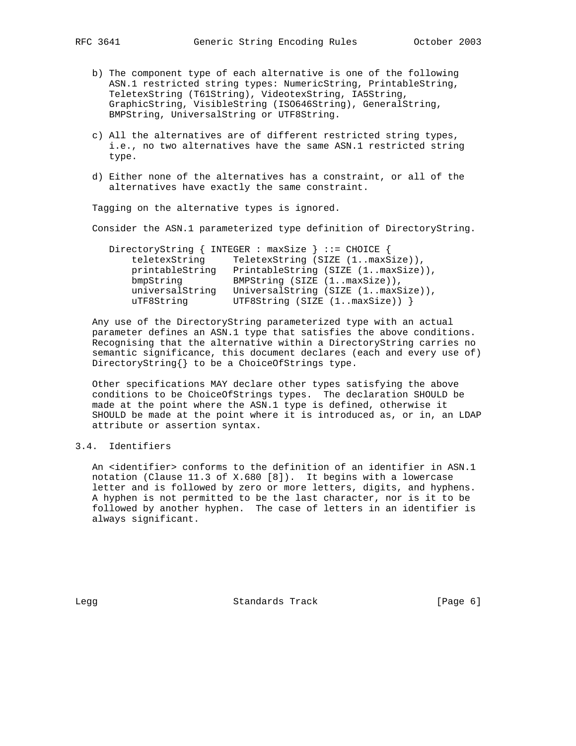b) The component type of each alternative is one of the following ASN.1 restricted string types: NumericString, PrintableString, TeletexString (T61String), VideotexString, IA5String, GraphicString, VisibleString (ISO646String), GeneralString, BMPString, UniversalString or UTF8String.

c) All the alternatives are of different restricted string types, i.e., no two alternatives have the same ASN.1 restricted string type.

d) Either none of the alternatives has a constraint, or all of the alternatives have exactly the same constraint.

Tagging on the alternative types is ignored.

Consider the ASN.1 parameterized type definition of DirectoryString.

```
DirectoryString { INTEGER : maxSize } ::= CHOICE {
    teletexString     TeletexString (SIZE (1..maxSize)),
    printableString   PrintableString (SIZE (1..maxSize)),
    bmpString         BMPString (SIZE (1..maxSize)),
    universalString   UniversalString (SIZE (1..maxSize)),
    uTF8String        UTF8String (SIZE (1..maxSize)) }
```

Any use of the DirectoryString parameterized type with an actual parameter defines an ASN.1 type that satisfies the above conditions. Recognising that the alternative within a DirectoryString carries no semantic significance, this document declares (each and every use of) DirectoryString{} to be a ChoiceOfStrings type.

Other specifications MAY declare other types satisfying the above conditions to be ChoiceOfStrings types. The declaration SHOULD be made at the point where the ASN.1 type is defined, otherwise it SHOULD be made at the point where it is introduced as, or in, an LDAP attribute or assertion syntax.

## 3.4. Identifiers

An <identifier> conforms to the definition of an identifier in ASN.1 notation (Clause 11.3 of X.680 [8]). It begins with a lowercase letter and is followed by zero or more letters, digits, and hyphens. A hyphen is not permitted to be the last character, nor is it to be followed by another hyphen. The case of letters in an identifier is always significant.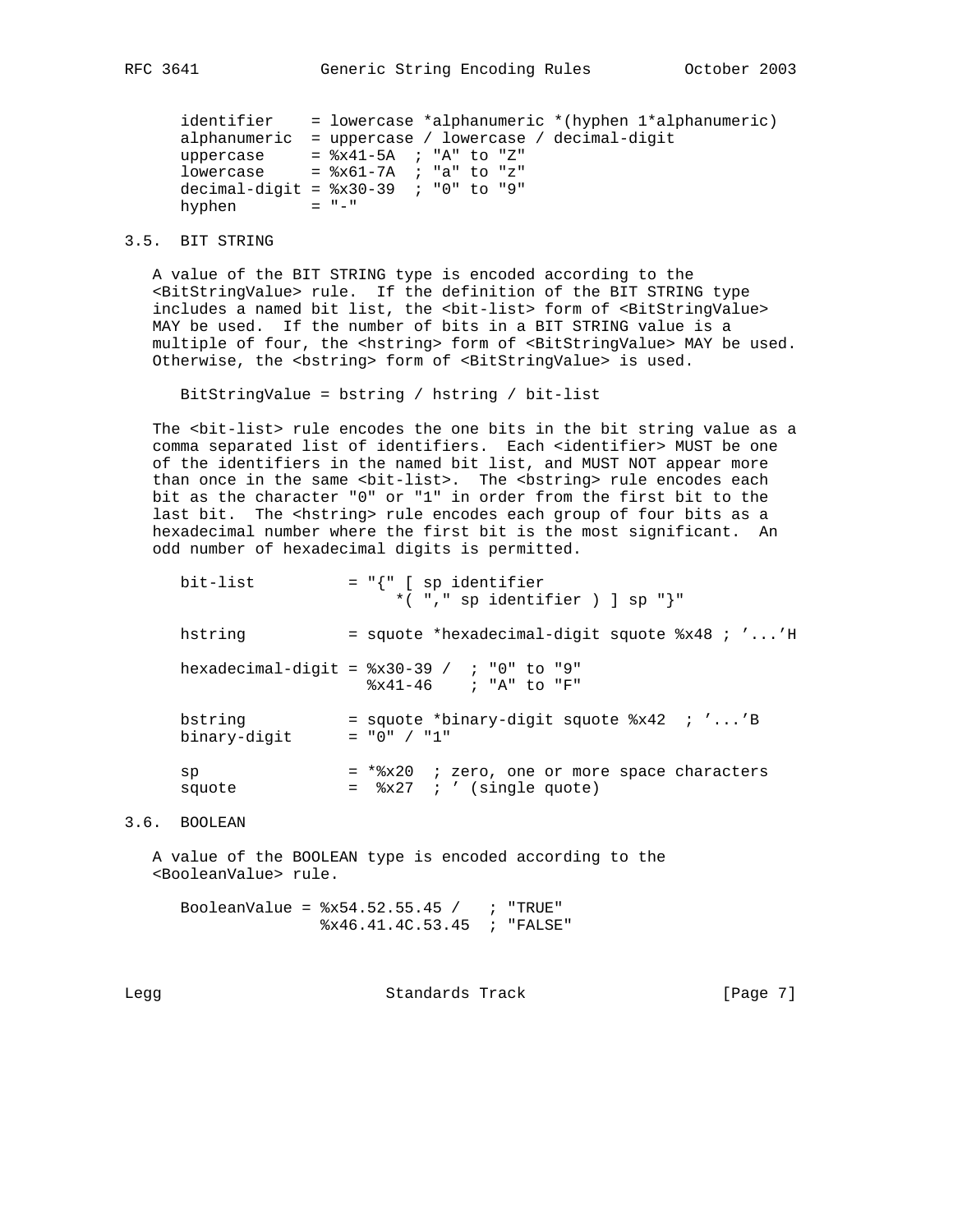```
identifier    = lowercase *alphanumeric *(hyphen 1*alphanumeric)
alphanumeric  = uppercase / lowercase / decimal-digit
uppercase     = %x41-5A  ; "A" to "Z"
lowercase     = %x61-7A  ; "a" to "z"
decimal-digit = %x30-39  ; "0" to "9"
hyphen        = "-"
```

## 3.5. BIT STRING

A value of the BIT STRING type is encoded according to the <BitStringValue> rule. If the definition of the BIT STRING type includes a named bit list, the <bit-list> form of <BitStringValue> MAY be used. If the number of bits in a BIT STRING value is a multiple of four, the <hstring> form of <BitStringValue> MAY be used. Otherwise, the <bstring> form of <BitStringValue> is used.

```
BitStringValue = bstring / hstring / bit-list
```

The <bit-list> rule encodes the one bits in the bit string value as a comma separated list of identifiers. Each <identifier> MUST be one of the identifiers in the named bit list, and MUST NOT appear more than once in the same <bit-list>. The <bstring> rule encodes each bit as the character "0" or "1" in order from the first bit to the last bit. The <hstring> rule encodes each group of four bits as a hexadecimal number where the first bit is the most significant. An odd number of hexadecimal digits is permitted.

```
bit-list          = "{" [ sp identifier
                       *( "," sp identifier ) ] sp "}"

hstring           = squote *hexadecimal-digit squote %x48 ; '...'H

hexadecimal-digit = %x30-39 /  ; "0" to "9"
                    %x41-46    ; "A" to "F"

bstring           = squote *binary-digit squote %x42  ; '...'B
binary-digit      = "0" / "1"

sp                = *%x20  ; zero, one or more space characters
squote            =  %x27  ; ' (single quote)
```

## 3.6. BOOLEAN

A value of the BOOLEAN type is encoded according to the <BooleanValue> rule.

```
BooleanValue = %x54.52.55.45 /   ; "TRUE"
               %x46.41.4C.53.45  ; "FALSE"
```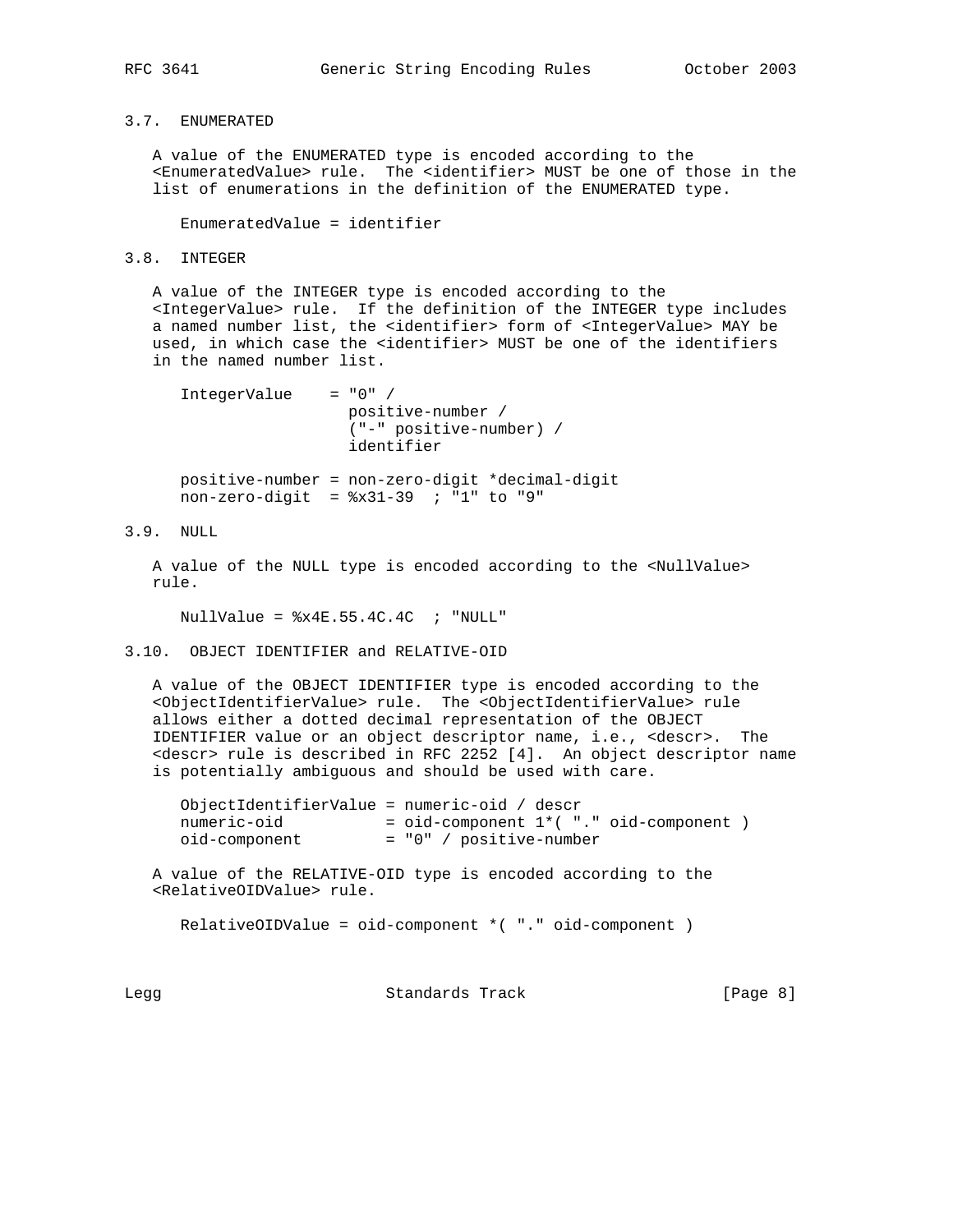### 3.7. ENUMERATED

A value of the ENUMERATED type is encoded according to the <EnumeratedValue> rule. The <identifier> MUST be one of those in the list of enumerations in the definition of the ENUMERATED type.

```
EnumeratedValue = identifier
```

### 3.8. INTEGER

A value of the INTEGER type is encoded according to the <IntegerValue> rule. If the definition of the INTEGER type includes a named number list, the <identifier> form of <IntegerValue> MAY be used, in which case the <identifier> MUST be one of the identifiers in the named number list.

```
IntegerValue    = "0" /
                  positive-number /
                  ("-" positive-number) /
                  identifier

positive-number = non-zero-digit *decimal-digit
non-zero-digit  = %x31-39  ; "1" to "9"
```

### 3.9. NULL

A value of the NULL type is encoded according to the <NullValue> rule.

```
NullValue = %x4E.55.4C.4C  ; "NULL"
```

### 3.10. OBJECT IDENTIFIER and RELATIVE-OID

A value of the OBJECT IDENTIFIER type is encoded according to the <ObjectIdentifierValue> rule. The <ObjectIdentifierValue> rule allows either a dotted decimal representation of the OBJECT IDENTIFIER value or an object descriptor name, i.e., <descr>. The <descr> rule is described in RFC 2252 [4]. An object descriptor name is potentially ambiguous and should be used with care.

```
ObjectIdentifierValue = numeric-oid / descr
numeric-oid           = oid-component 1*( "." oid-component )
oid-component         = "0" / positive-number
```

A value of the RELATIVE-OID type is encoded according to the <RelativeOIDValue> rule.

```
RelativeOIDValue = oid-component *( "." oid-component )
```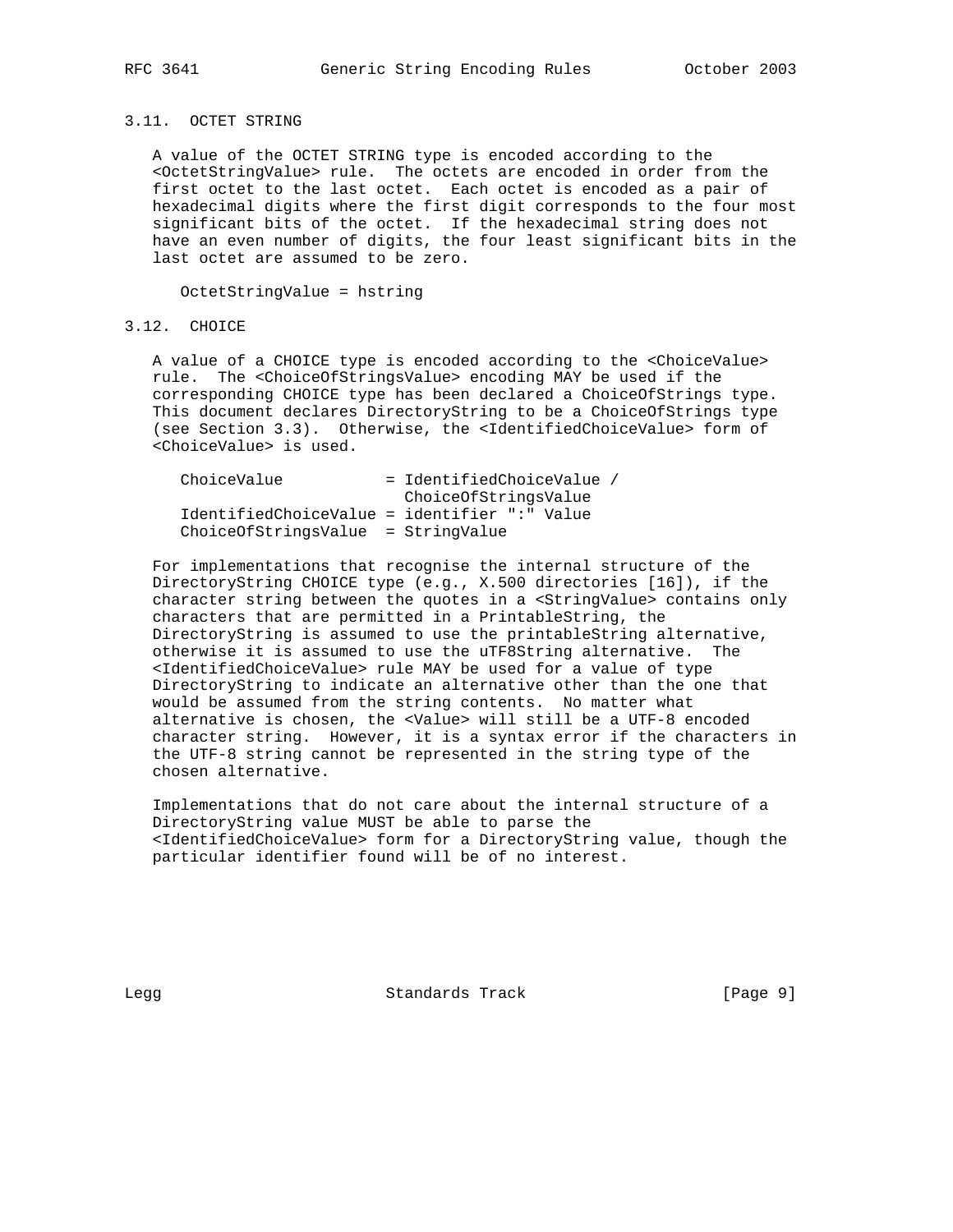### 3.11. OCTET STRING

A value of the OCTET STRING type is encoded according to the <OctetStringValue> rule. The octets are encoded in order from the first octet to the last octet. Each octet is encoded as a pair of hexadecimal digits where the first digit corresponds to the four most significant bits of the octet. If the hexadecimal string does not have an even number of digits, the four least significant bits in the last octet are assumed to be zero.

```
OctetStringValue = hstring
```

### 3.12. CHOICE

A value of a CHOICE type is encoded according to the <ChoiceValue> rule. The <ChoiceOfStringsValue> encoding MAY be used if the corresponding CHOICE type has been declared a ChoiceOfStrings type. This document declares DirectoryString to be a ChoiceOfStrings type (see Section 3.3). Otherwise, the <IdentifiedChoiceValue> form of <ChoiceValue> is used.

```
ChoiceValue           = IdentifiedChoiceValue /
                        ChoiceOfStringsValue
IdentifiedChoiceValue = identifier ":" Value
ChoiceOfStringsValue  = StringValue
```

For implementations that recognise the internal structure of the DirectoryString CHOICE type (e.g., X.500 directories [16]), if the character string between the quotes in a <StringValue> contains only characters that are permitted in a PrintableString, the DirectoryString is assumed to use the printableString alternative, otherwise it is assumed to use the uTF8String alternative. The <IdentifiedChoiceValue> rule MAY be used for a value of type DirectoryString to indicate an alternative other than the one that would be assumed from the string contents. No matter what alternative is chosen, the <Value> will still be a UTF-8 encoded character string. However, it is a syntax error if the characters in the UTF-8 string cannot be represented in the string type of the chosen alternative.

Implementations that do not care about the internal structure of a DirectoryString value MUST be able to parse the <IdentifiedChoiceValue> form for a DirectoryString value, though the particular identifier found will be of no interest.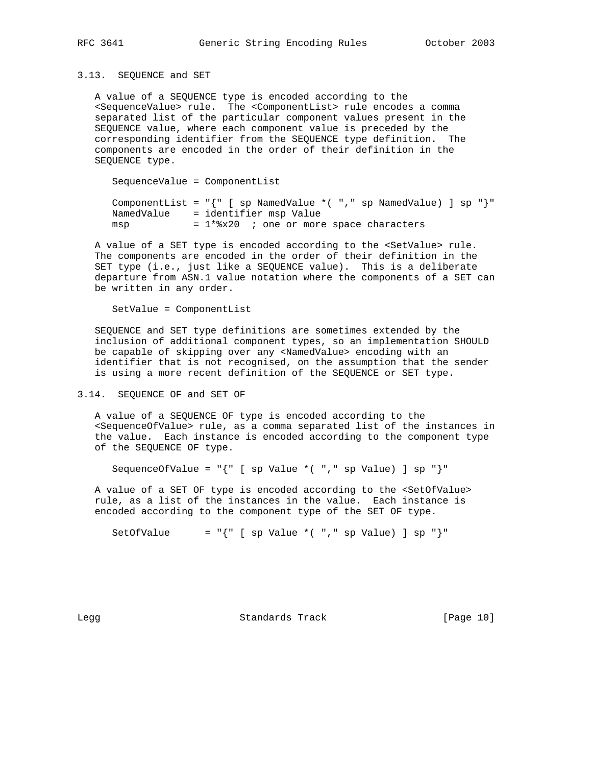### 3.13. SEQUENCE and SET

A value of a SEQUENCE type is encoded according to the <SequenceValue> rule. The <ComponentList> rule encodes a comma separated list of the particular component values present in the SEQUENCE value, where each component value is preceded by the corresponding identifier from the SEQUENCE type definition. The components are encoded in the order of their definition in the SEQUENCE type.

```
SequenceValue = ComponentList

ComponentList = "{" [ sp NamedValue *( "," sp NamedValue) ] sp "}"
NamedValue    = identifier msp Value
msp           = 1*%x20  ; one or more space characters
```

A value of a SET type is encoded according to the <SetValue> rule. The components are encoded in the order of their definition in the SET type (i.e., just like a SEQUENCE value). This is a deliberate departure from ASN.1 value notation where the components of a SET can be written in any order.

```
SetValue = ComponentList
```

SEQUENCE and SET type definitions are sometimes extended by the inclusion of additional component types, so an implementation SHOULD be capable of skipping over any <NamedValue> encoding with an identifier that is not recognised, on the assumption that the sender is using a more recent definition of the SEQUENCE or SET type.

### 3.14. SEQUENCE OF and SET OF

A value of a SEQUENCE OF type is encoded according to the <SequenceOfValue> rule, as a comma separated list of the instances in the value. Each instance is encoded according to the component type of the SEQUENCE OF type.

```
SequenceOfValue = "{" [ sp Value *( "," sp Value) ] sp "}"
```

A value of a SET OF type is encoded according to the <SetOfValue> rule, as a list of the instances in the value. Each instance is encoded according to the component type of the SET OF type.

```
SetOfValue      = "{" [ sp Value *( "," sp Value) ] sp "}"
```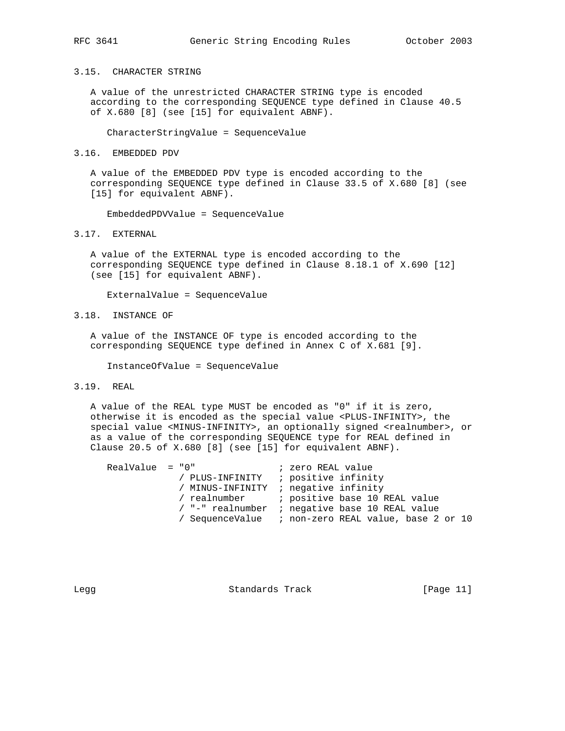### 3.15. CHARACTER STRING

A value of the unrestricted CHARACTER STRING type is encoded according to the corresponding SEQUENCE type defined in Clause 40.5 of X.680 [8] (see [15] for equivalent ABNF).

```
CharacterStringValue = SequenceValue
```

### 3.16. EMBEDDED PDV

A value of the EMBEDDED PDV type is encoded according to the corresponding SEQUENCE type defined in Clause 33.5 of X.680 [8] (see [15] for equivalent ABNF).

```
EmbeddedPDVValue = SequenceValue
```

### 3.17. EXTERNAL

A value of the EXTERNAL type is encoded according to the corresponding SEQUENCE type defined in Clause 8.18.1 of X.690 [12] (see [15] for equivalent ABNF).

```
ExternalValue = SequenceValue
```

### 3.18. INSTANCE OF

A value of the INSTANCE OF type is encoded according to the corresponding SEQUENCE type defined in Annex C of X.681 [9].

```
InstanceOfValue = SequenceValue
```

### 3.19. REAL

A value of the REAL type MUST be encoded as "0" if it is zero, otherwise it is encoded as the special value <PLUS-INFINITY>, the special value <MINUS-INFINITY>, an optionally signed <realnumber>, or as a value of the corresponding SEQUENCE type for REAL defined in Clause 20.5 of X.680 [8] (see [15] for equivalent ABNF).

```
RealValue  = "0"               ; zero REAL value
           / PLUS-INFINITY     ; positive infinity
           / MINUS-INFINITY    ; negative infinity
           / realnumber        ; positive base 10 REAL value
           / "-" realnumber    ; negative base 10 REAL value
           / SequenceValue     ; non-zero REAL value, base 2 or 10
```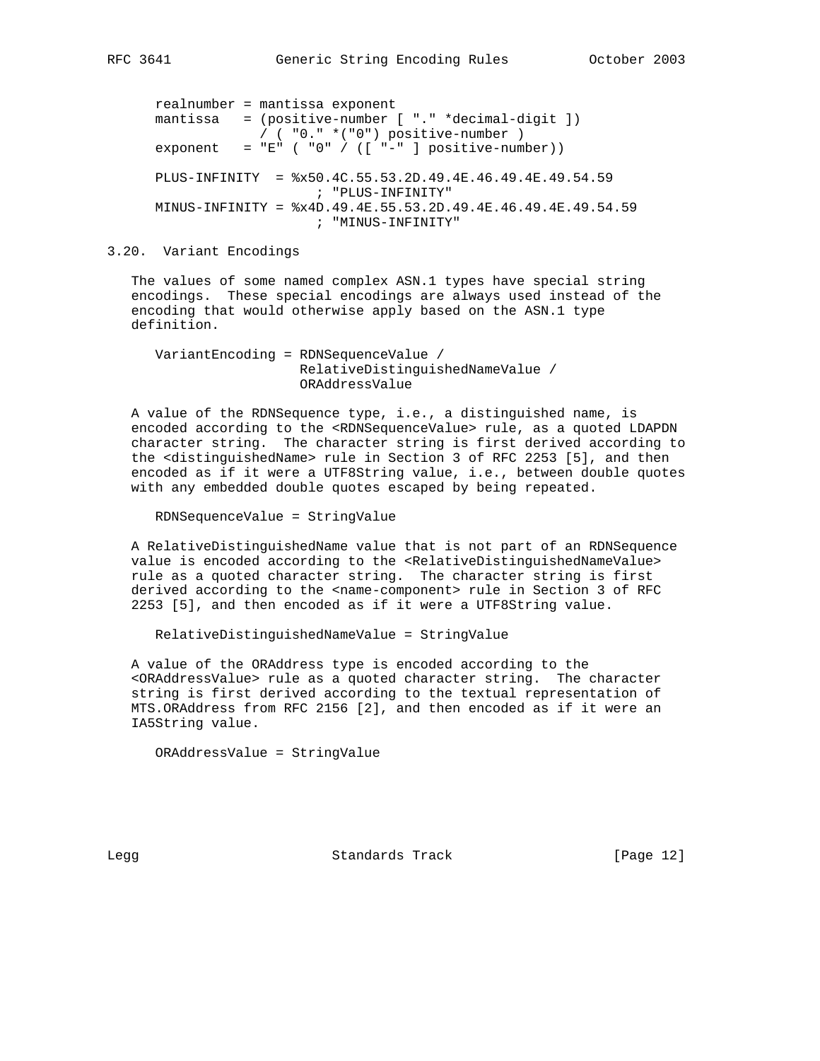```
realnumber = mantissa exponent
mantissa   = (positive-number [ "." *decimal-digit ])
             / ( "0." *("0") positive-number )
exponent   = "E" ( "0" / ([ "-" ] positive-number))

PLUS-INFINITY  = %x50.4C.55.53.2D.49.4E.46.49.4E.49.54.59
                    ; "PLUS-INFINITY"
MINUS-INFINITY = %x4D.49.4E.55.53.2D.49.4E.46.49.4E.49.54.59
                    ; "MINUS-INFINITY"
```

## 3.20. Variant Encodings

The values of some named complex ASN.1 types have special string encodings. These special encodings are always used instead of the encoding that would otherwise apply based on the ASN.1 type definition.

```
VariantEncoding = RDNSequenceValue /
                  RelativeDistinguishedNameValue /
                  ORAddressValue
```

A value of the RDNSequence type, i.e., a distinguished name, is encoded according to the <RDNSequenceValue> rule, as a quoted LDAPDN character string. The character string is first derived according to the <distinguishedName> rule in Section 3 of RFC 2253 [5], and then encoded as if it were a UTF8String value, i.e., between double quotes with any embedded double quotes escaped by being repeated.

```
RDNSequenceValue = StringValue
```

A RelativeDistinguishedName value that is not part of an RDNSequence value is encoded according to the <RelativeDistinguishedNameValue> rule as a quoted character string. The character string is first derived according to the <name-component> rule in Section 3 of RFC 2253 [5], and then encoded as if it were a UTF8String value.

```
RelativeDistinguishedNameValue = StringValue
```

A value of the ORAddress type is encoded according to the <ORAddressValue> rule as a quoted character string. The character string is first derived according to the textual representation of MTS.ORAddress from RFC 2156 [2], and then encoded as if it were an IA5String value.

```
ORAddressValue = StringValue
```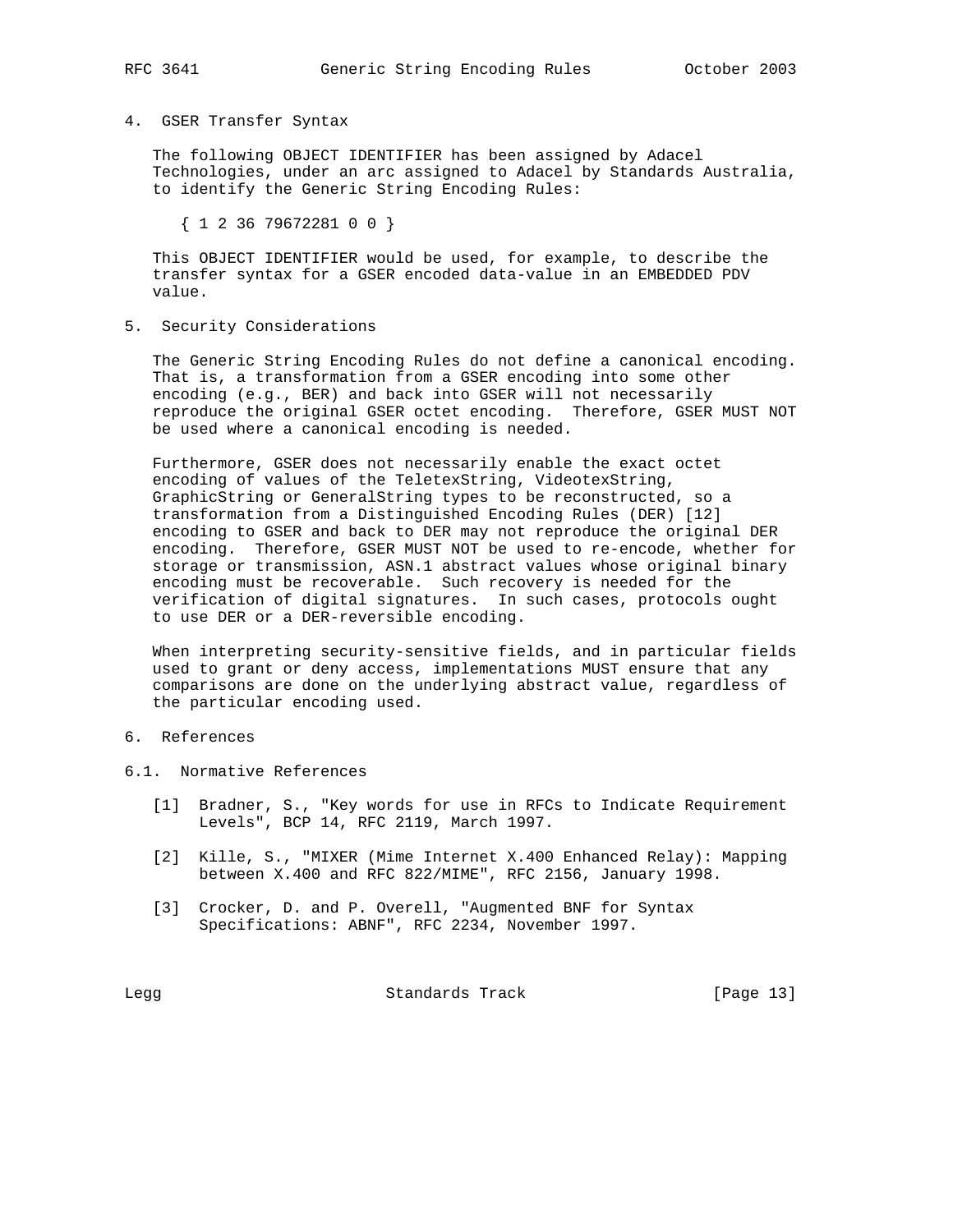## 4. GSER Transfer Syntax

The following OBJECT IDENTIFIER has been assigned by Adacel Technologies, under an arc assigned to Adacel by Standards Australia, to identify the Generic String Encoding Rules:

```
{ 1 2 36 79672281 0 0 }
```

This OBJECT IDENTIFIER would be used, for example, to describe the transfer syntax for a GSER encoded data-value in an EMBEDDED PDV value.

## 5. Security Considerations

The Generic String Encoding Rules do not define a canonical encoding. That is, a transformation from a GSER encoding into some other encoding (e.g., BER) and back into GSER will not necessarily reproduce the original GSER octet encoding. Therefore, GSER MUST NOT be used where a canonical encoding is needed.

Furthermore, GSER does not necessarily enable the exact octet encoding of values of the TeletexString, VideotexString, GraphicString or GeneralString types to be reconstructed, so a transformation from a Distinguished Encoding Rules (DER) [12] encoding to GSER and back to DER may not reproduce the original DER encoding. Therefore, GSER MUST NOT be used to re-encode, whether for storage or transmission, ASN.1 abstract values whose original binary encoding must be recoverable. Such recovery is needed for the verification of digital signatures. In such cases, protocols ought to use DER or a DER-reversible encoding.

When interpreting security-sensitive fields, and in particular fields used to grant or deny access, implementations MUST ensure that any comparisons are done on the underlying abstract value, regardless of the particular encoding used.

## 6. References

### 6.1. Normative References

[1] Bradner, S., "Key words for use in RFCs to Indicate Requirement Levels", BCP 14, RFC 2119, March 1997.

[2] Kille, S., "MIXER (Mime Internet X.400 Enhanced Relay): Mapping between X.400 and RFC 822/MIME", RFC 2156, January 1998.

[3] Crocker, D. and P. Overell, "Augmented BNF for Syntax Specifications: ABNF", RFC 2234, November 1997.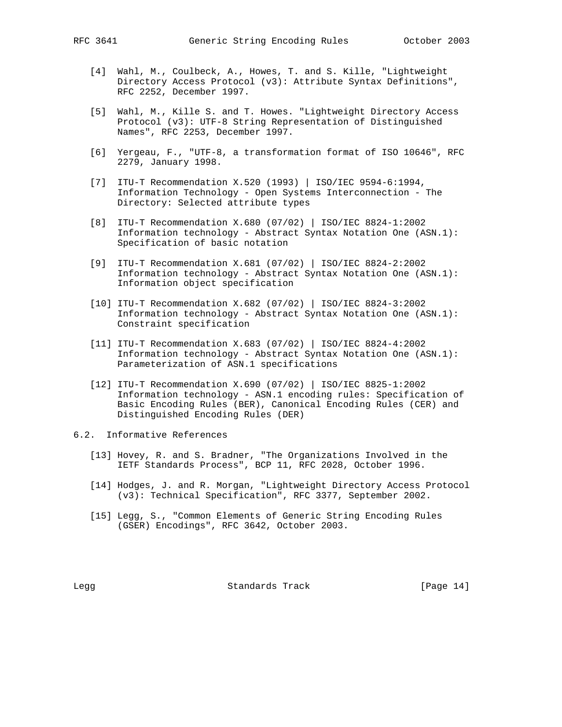[4] Wahl, M., Coulbeck, A., Howes, T. and S. Kille, "Lightweight Directory Access Protocol (v3): Attribute Syntax Definitions", RFC 2252, December 1997.

[5] Wahl, M., Kille S. and T. Howes. "Lightweight Directory Access Protocol (v3): UTF-8 String Representation of Distinguished Names", RFC 2253, December 1997.

[6] Yergeau, F., "UTF-8, a transformation format of ISO 10646", RFC 2279, January 1998.

[7] ITU-T Recommendation X.520 (1993) | ISO/IEC 9594-6:1994, Information Technology - Open Systems Interconnection - The Directory: Selected attribute types

[8] ITU-T Recommendation X.680 (07/02) | ISO/IEC 8824-1:2002 Information technology - Abstract Syntax Notation One (ASN.1): Specification of basic notation

[9] ITU-T Recommendation X.681 (07/02) | ISO/IEC 8824-2:2002 Information technology - Abstract Syntax Notation One (ASN.1): Information object specification

[10] ITU-T Recommendation X.682 (07/02) | ISO/IEC 8824-3:2002 Information technology - Abstract Syntax Notation One (ASN.1): Constraint specification

[11] ITU-T Recommendation X.683 (07/02) | ISO/IEC 8824-4:2002 Information technology - Abstract Syntax Notation One (ASN.1): Parameterization of ASN.1 specifications

[12] ITU-T Recommendation X.690 (07/02) | ISO/IEC 8825-1:2002 Information technology - ASN.1 encoding rules: Specification of Basic Encoding Rules (BER), Canonical Encoding Rules (CER) and Distinguished Encoding Rules (DER)

## 6.2. Informative References

[13] Hovey, R. and S. Bradner, "The Organizations Involved in the IETF Standards Process", BCP 11, RFC 2028, October 1996.

[14] Hodges, J. and R. Morgan, "Lightweight Directory Access Protocol (v3): Technical Specification", RFC 3377, September 2002.

[15] Legg, S., "Common Elements of Generic String Encoding Rules (GSER) Encodings", RFC 3642, October 2003.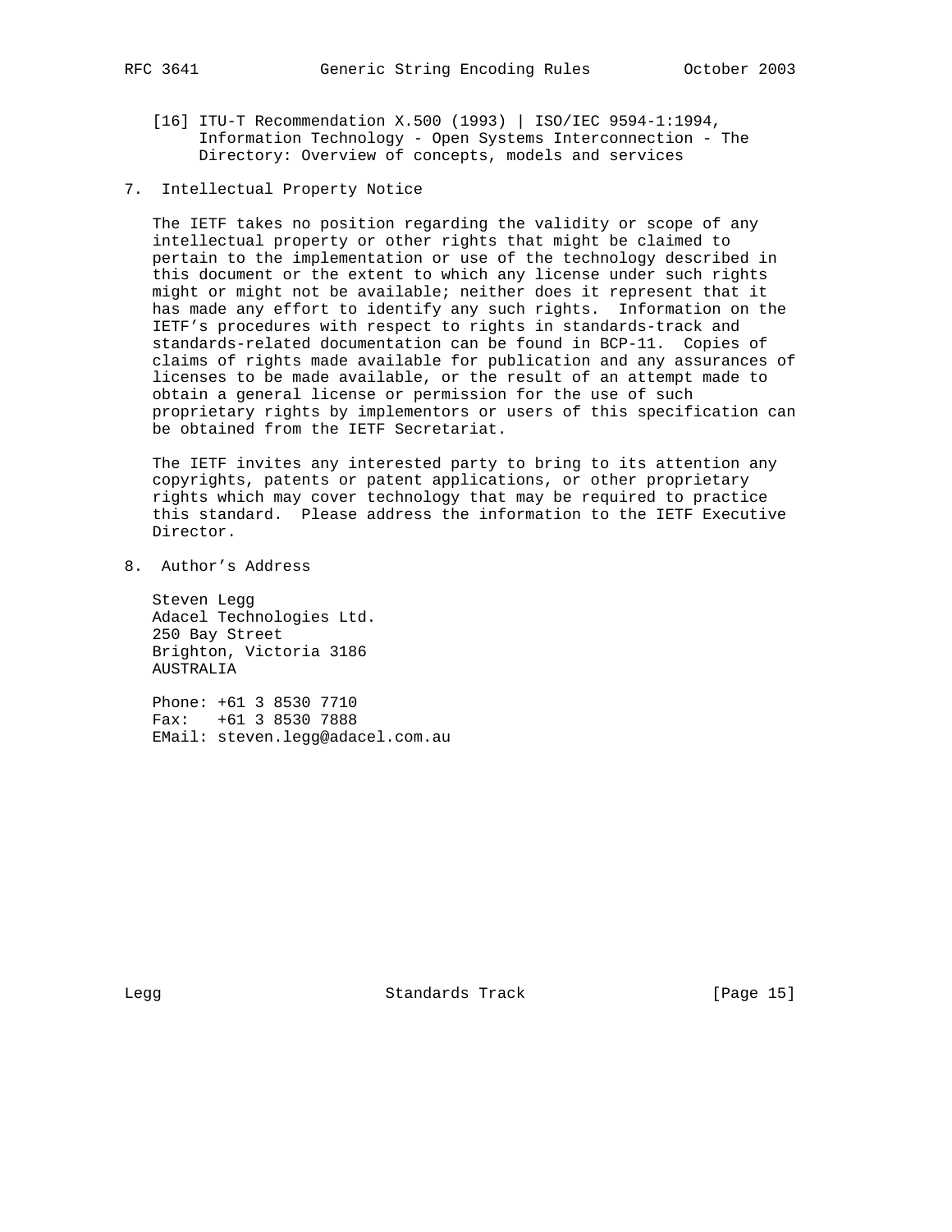[16] ITU-T Recommendation X.500 (1993) | ISO/IEC 9594-1:1994, Information Technology - Open Systems Interconnection - The Directory: Overview of concepts, models and services

## 7. Intellectual Property Notice

The IETF takes no position regarding the validity or scope of any intellectual property or other rights that might be claimed to pertain to the implementation or use of the technology described in this document or the extent to which any license under such rights might or might not be available; neither does it represent that it has made any effort to identify any such rights. Information on the IETF's procedures with respect to rights in standards-track and standards-related documentation can be found in BCP-11. Copies of claims of rights made available for publication and any assurances of licenses to be made available, or the result of an attempt made to obtain a general license or permission for the use of such proprietary rights by implementors or users of this specification can be obtained from the IETF Secretariat.

The IETF invites any interested party to bring to its attention any copyrights, patents or patent applications, or other proprietary rights which may cover technology that may be required to practice this standard. Please address the information to the IETF Executive Director.

## 8. Author's Address

Steven Legg
Adacel Technologies Ltd.
250 Bay Street
Brighton, Victoria 3186
AUSTRALIA

Phone: +61 3 8530 7710
Fax: +61 3 8530 7888
EMail: steven.legg@adacel.com.au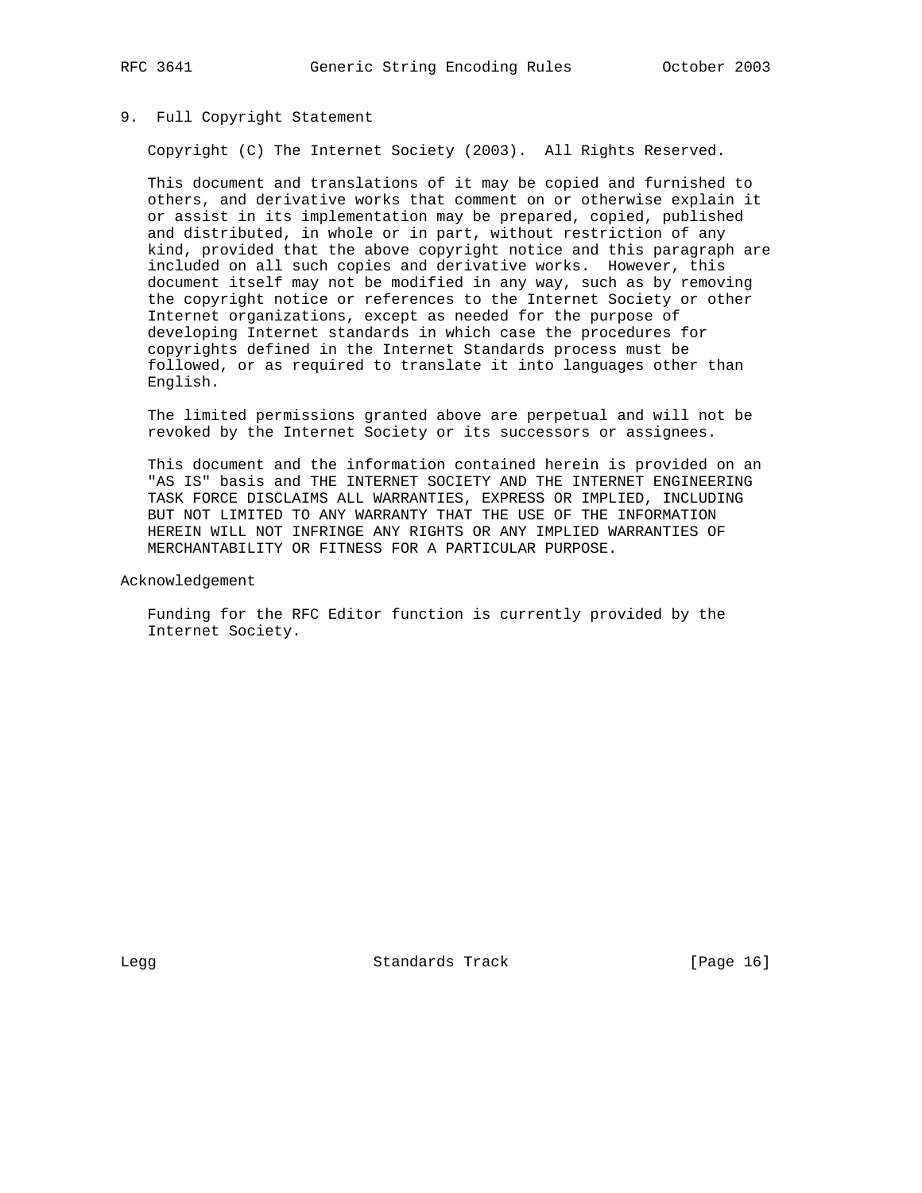## 9. Full Copyright Statement

Copyright (C) The Internet Society (2003). All Rights Reserved.

This document and translations of it may be copied and furnished to others, and derivative works that comment on or otherwise explain it or assist in its implementation may be prepared, copied, published and distributed, in whole or in part, without restriction of any kind, provided that the above copyright notice and this paragraph are included on all such copies and derivative works. However, this document itself may not be modified in any way, such as by removing the copyright notice or references to the Internet Society or other Internet organizations, except as needed for the purpose of developing Internet standards in which case the procedures for copyrights defined in the Internet Standards process must be followed, or as required to translate it into languages other than English.

The limited permissions granted above are perpetual and will not be revoked by the Internet Society or its successors or assignees.

This document and the information contained herein is provided on an "AS IS" basis and THE INTERNET SOCIETY AND THE INTERNET ENGINEERING TASK FORCE DISCLAIMS ALL WARRANTIES, EXPRESS OR IMPLIED, INCLUDING BUT NOT LIMITED TO ANY WARRANTY THAT THE USE OF THE INFORMATION HEREIN WILL NOT INFRINGE ANY RIGHTS OR ANY IMPLIED WARRANTIES OF MERCHANTABILITY OR FITNESS FOR A PARTICULAR PURPOSE.

## Acknowledgement

Funding for the RFC Editor function is currently provided by the Internet Society.